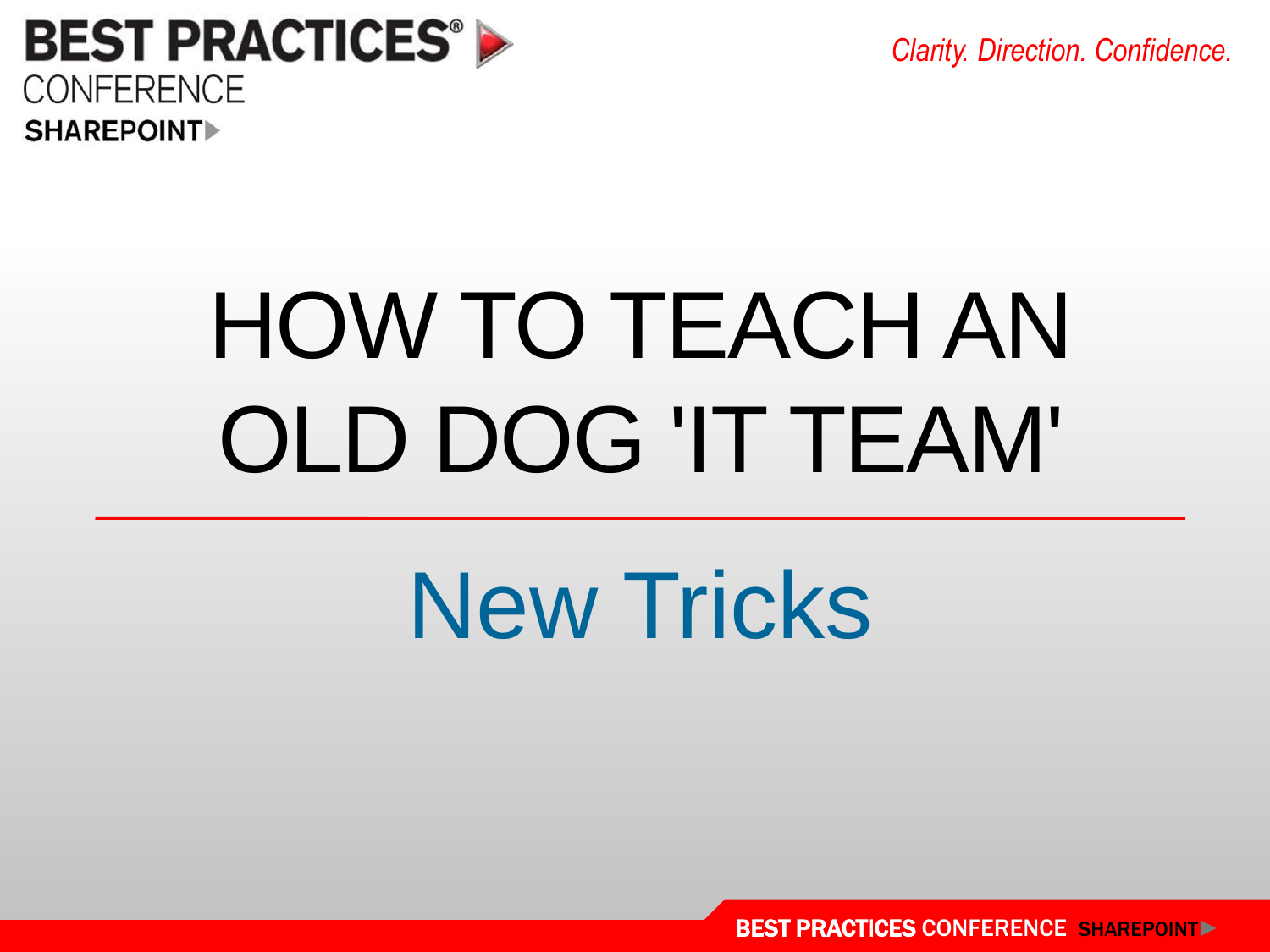# HOW TO TEACH AN OLD DOG 'IT TEAM'

## New Tricks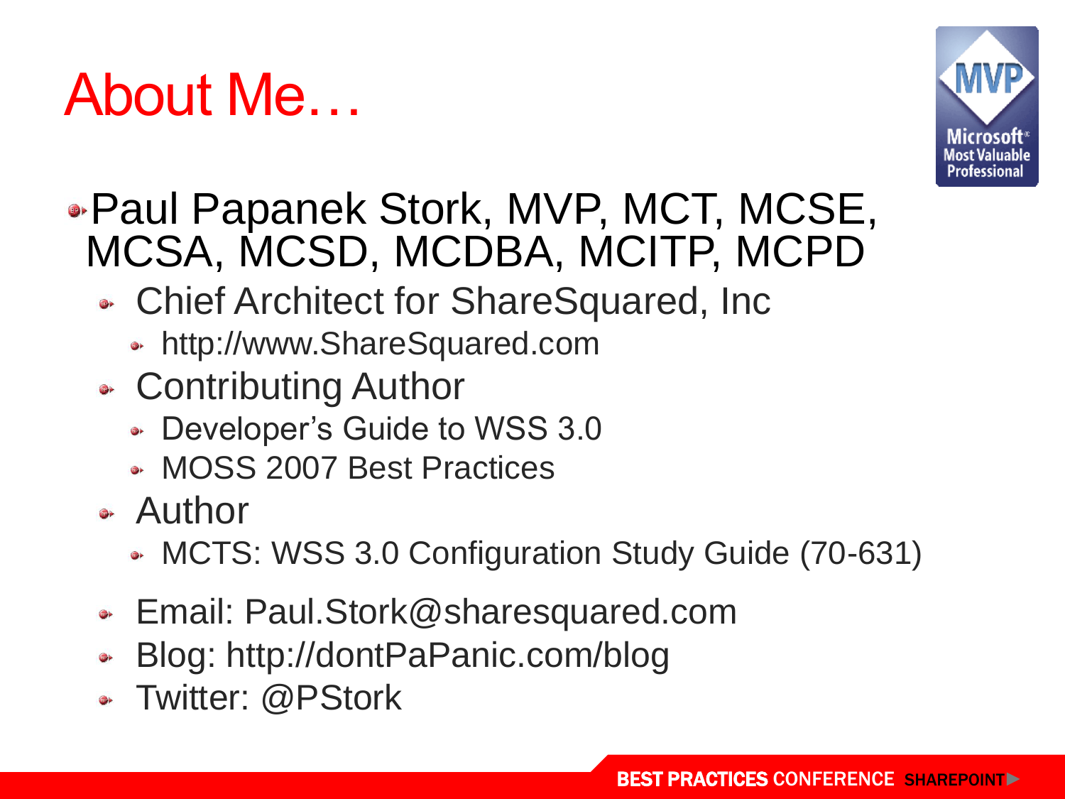# About Me…

- Paul Papanek Stork, MVP, MCT, MCSE, MCSA, MCSD, MCDBA, MCITP, MCPD
  - Chief Architect for ShareSquared, Inc
    - http://www.ShareSquared.com
  - Contributing Author
    - Developer's Guide to WSS 3.0
    - MOSS 2007 Best Practices
  - Author
    - MCTS: WSS 3.0 Configuration Study Guide (70-631)
  - Email: Paul.Stork@sharesquared.com
  - Blog: http://dontPaPanic.com/blog
  - Twitter: @PStork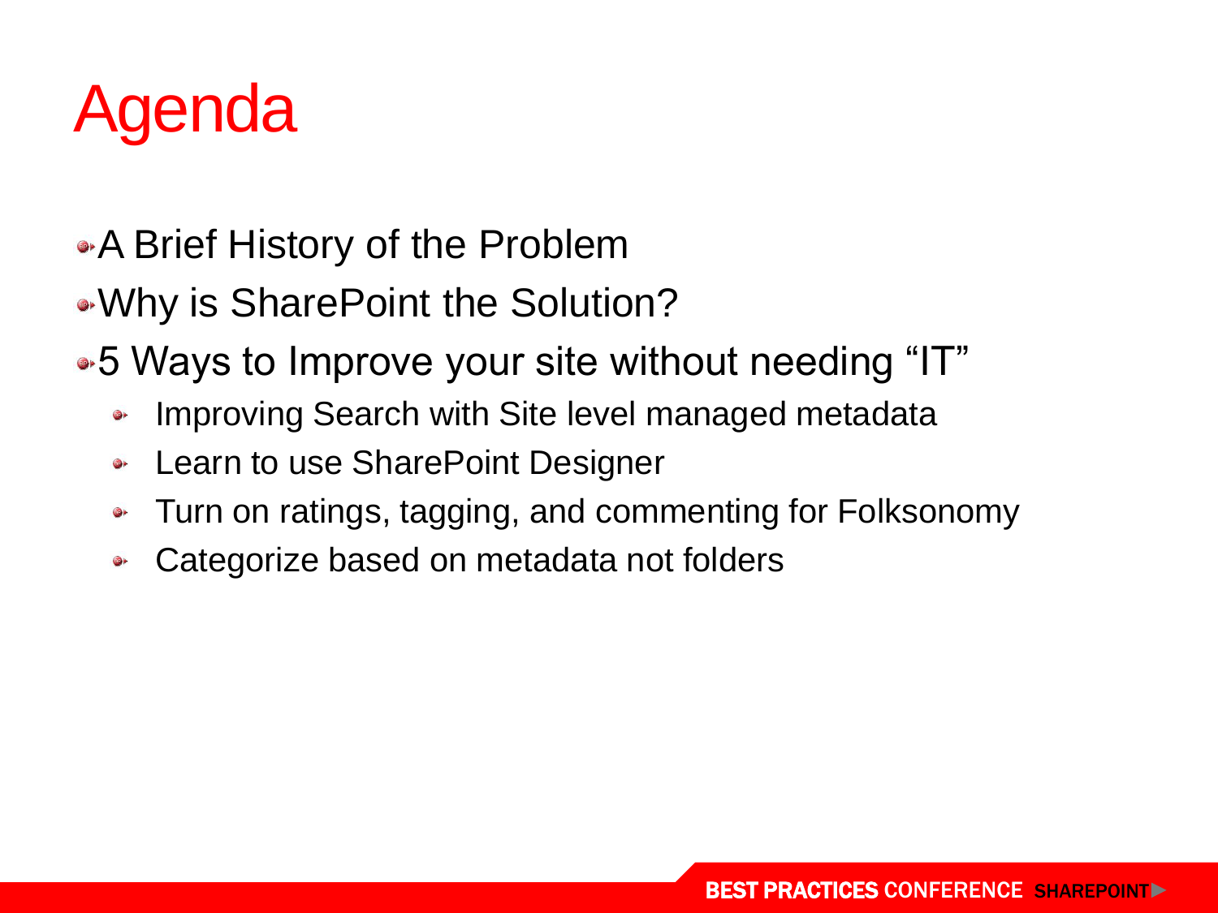# Agenda

- A Brief History of the Problem
- Why is SharePoint the Solution?
- 5 Ways to Improve your site without needing "IT"
  - Improving Search with Site level managed metadata
  - Learn to use SharePoint Designer
  - Turn on ratings, tagging, and commenting for Folksonomy
  - Categorize based on metadata not folders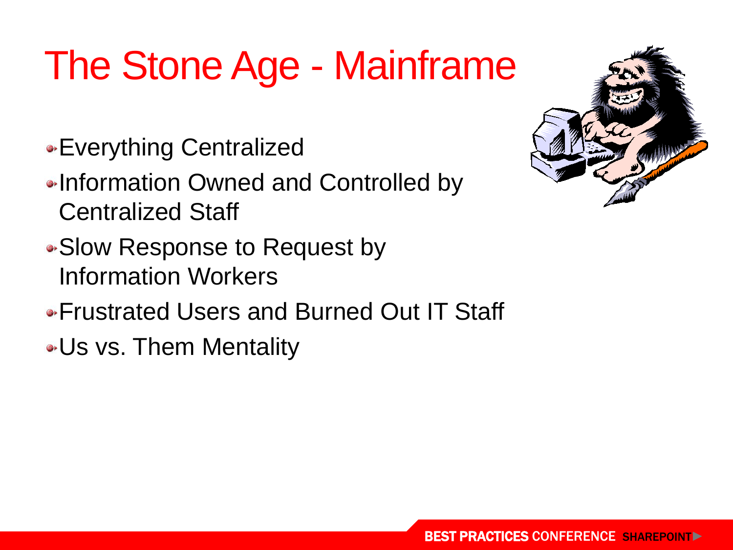# The Stone Age - Mainframe

- Everything Centralized
- Information Owned and Controlled by Centralized Staff
- Slow Response to Request by Information Workers
- Frustrated Users and Burned Out IT Staff
- Us vs. Them Mentality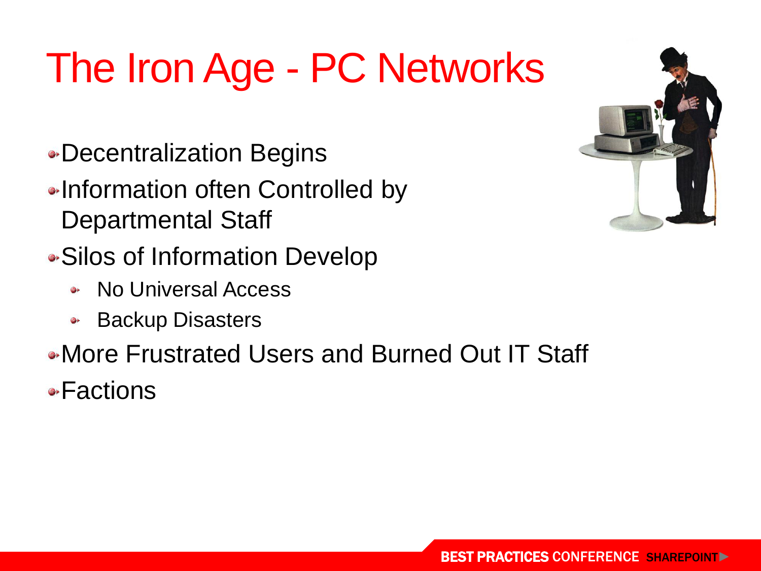# The Iron Age - PC Networks

- Decentralization Begins
- Information often Controlled by Departmental Staff
- Silos of Information Develop
  - No Universal Access
  - Backup Disasters
- More Frustrated Users and Burned Out IT Staff
- Factions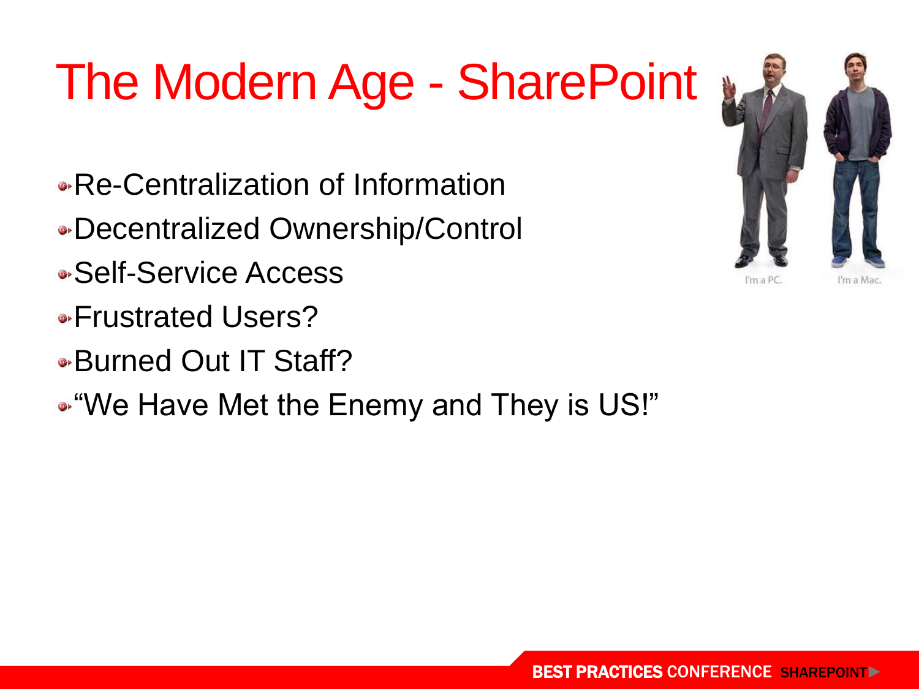# The Modern Age - SharePoint

- Re-Centralization of Information
- Decentralized Ownership/Control
- Self-Service Access
- Frustrated Users?
- Burned Out IT Staff?
- "We Have Met the Enemy and They is US!"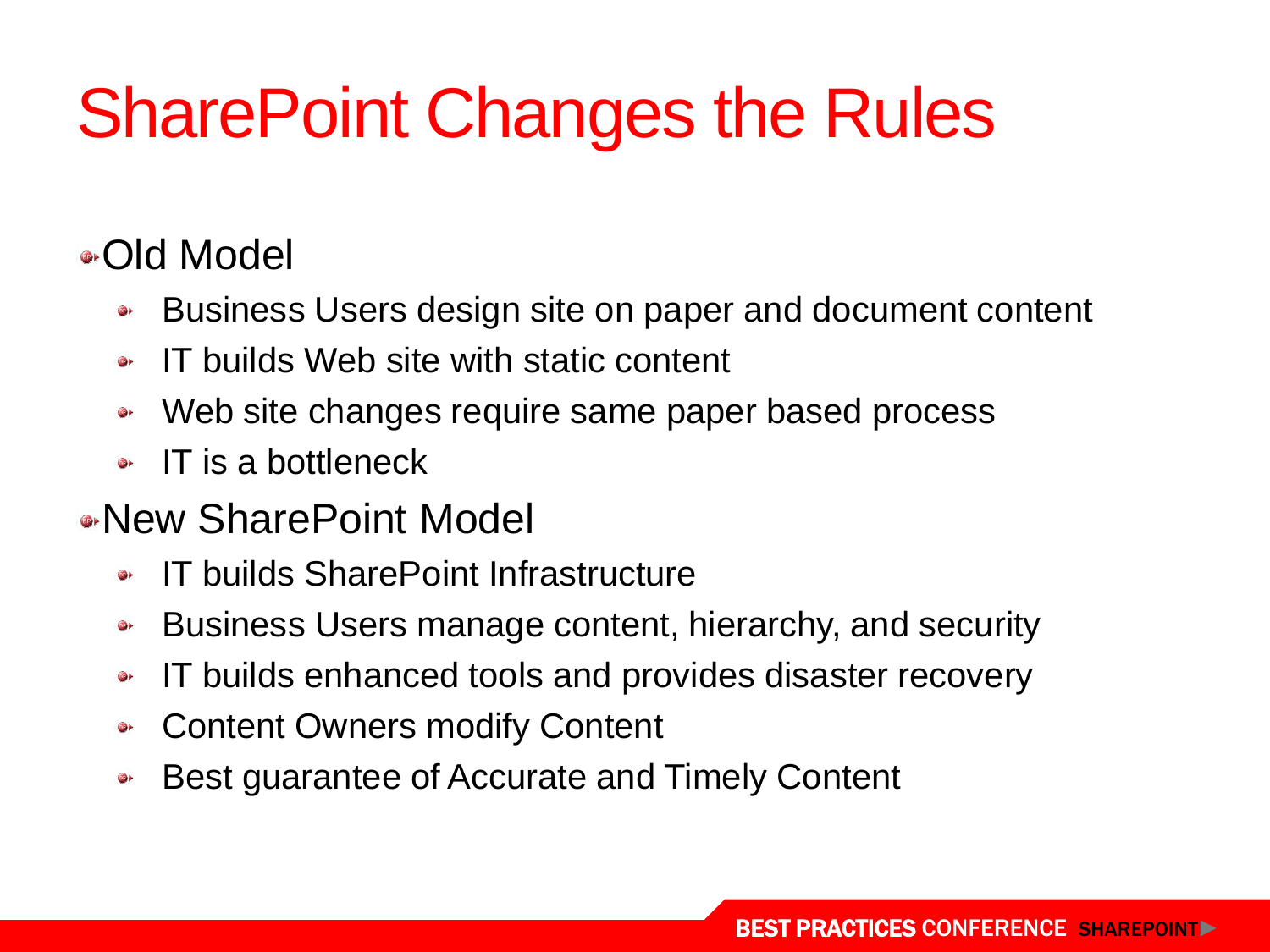# SharePoint Changes the Rules

- Old Model
  - Business Users design site on paper and document content
  - IT builds Web site with static content
  - Web site changes require same paper based process
  - IT is a bottleneck
- New SharePoint Model
  - IT builds SharePoint Infrastructure
  - Business Users manage content, hierarchy, and security
  - IT builds enhanced tools and provides disaster recovery
  - Content Owners modify Content
  - Best guarantee of Accurate and Timely Content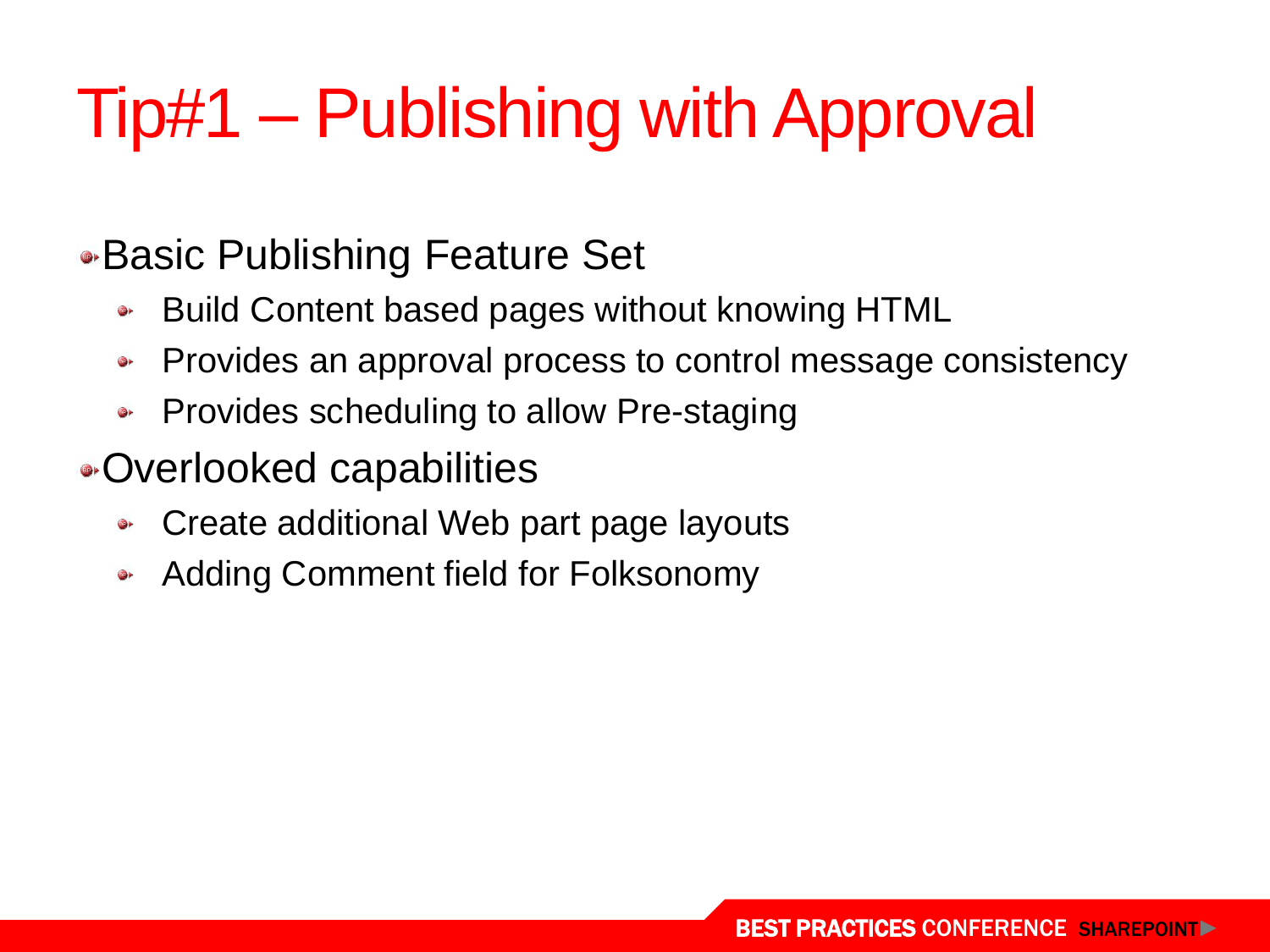# Tip#1 – Publishing with Approval

- Basic Publishing Feature Set
  - Build Content based pages without knowing HTML
  - Provides an approval process to control message consistency
  - Provides scheduling to allow Pre-staging
- Overlooked capabilities
  - Create additional Web part page layouts
  - Adding Comment field for Folksonomy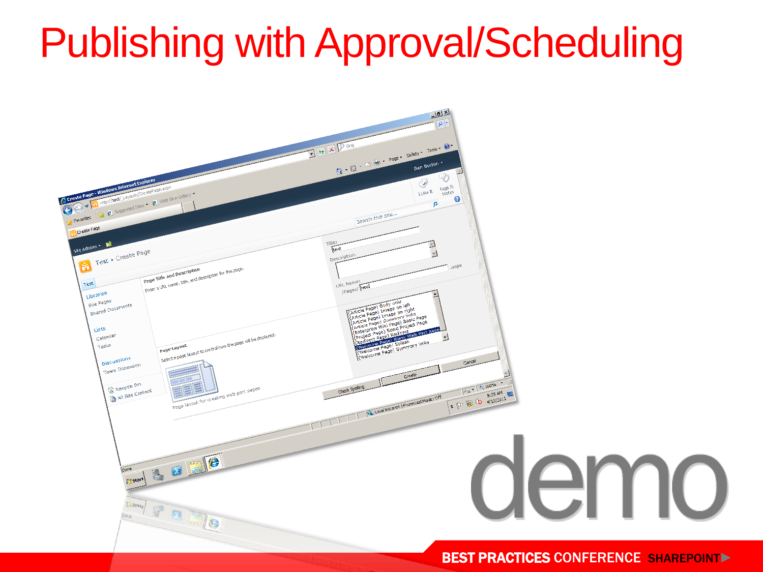# Publishing with Approval/Scheduling

demo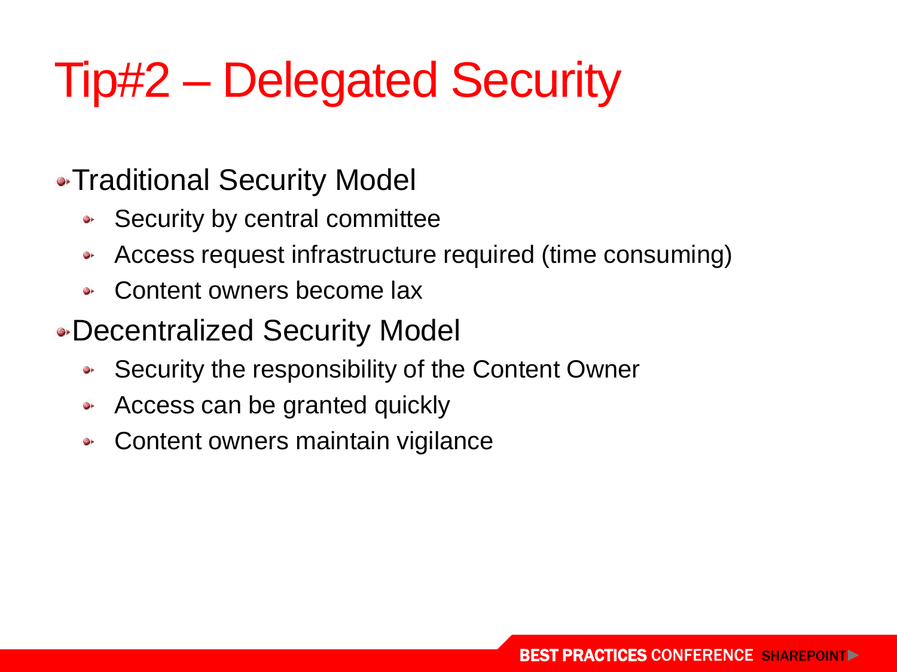# Tip#2 – Delegated Security

- Traditional Security Model
  - Security by central committee
  - Access request infrastructure required (time consuming)
  - Content owners become lax
- Decentralized Security Model
  - Security the responsibility of the Content Owner
  - Access can be granted quickly
  - Content owners maintain vigilance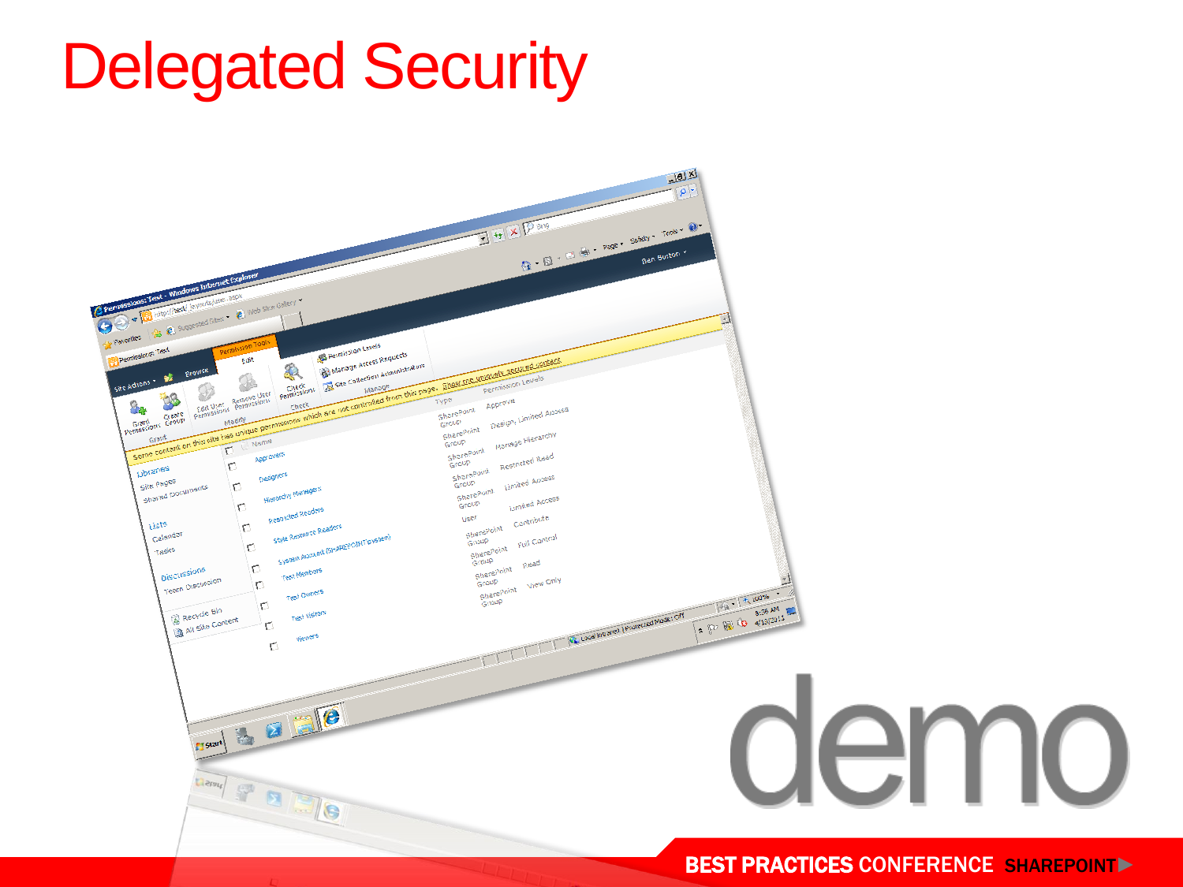# Delegated Security

demo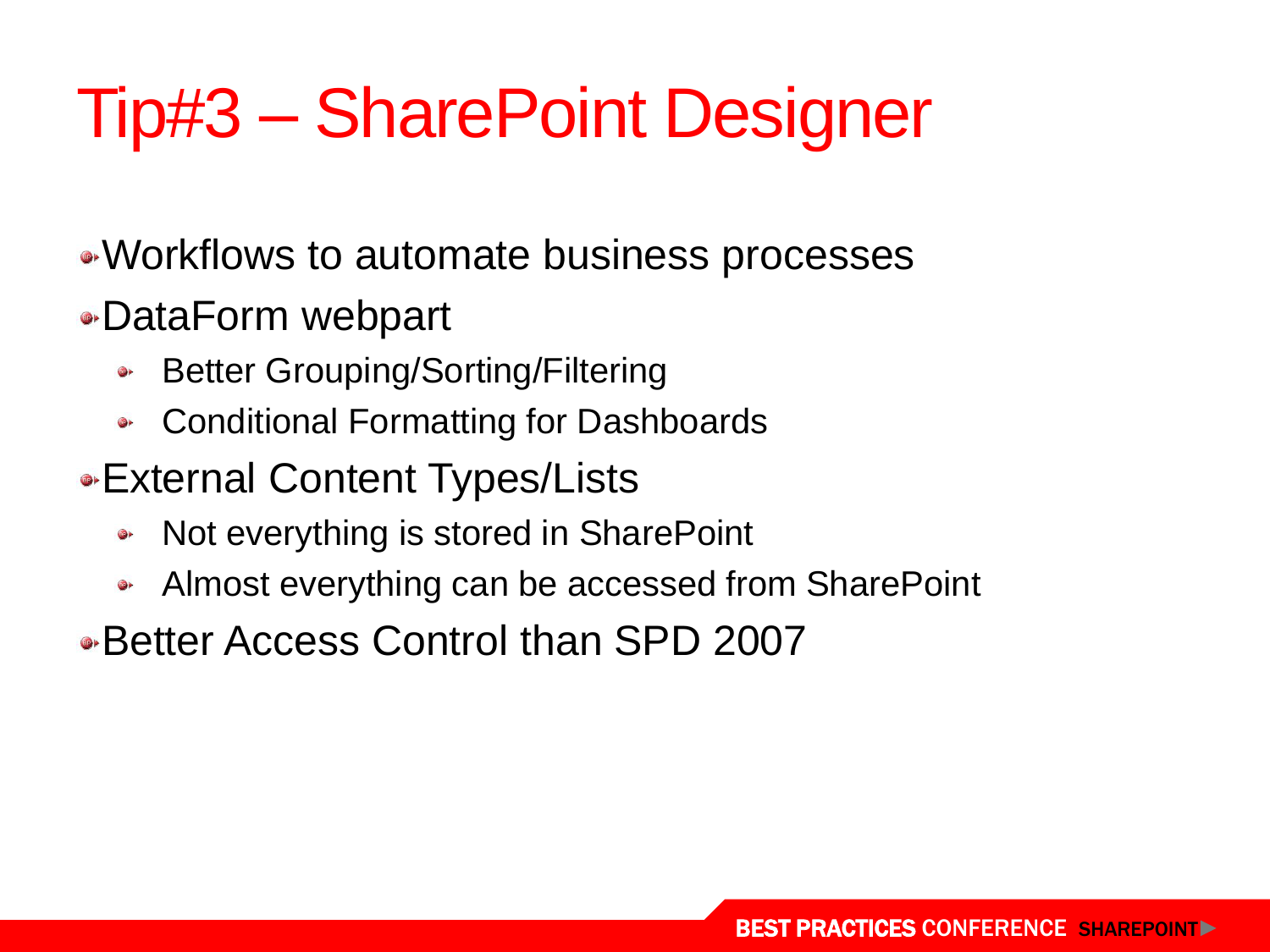# Tip#3 – SharePoint Designer

- Workflows to automate business processes
- DataForm webpart
  - Better Grouping/Sorting/Filtering
  - Conditional Formatting for Dashboards
- External Content Types/Lists
  - Not everything is stored in SharePoint
  - Almost everything can be accessed from SharePoint
- Better Access Control than SPD 2007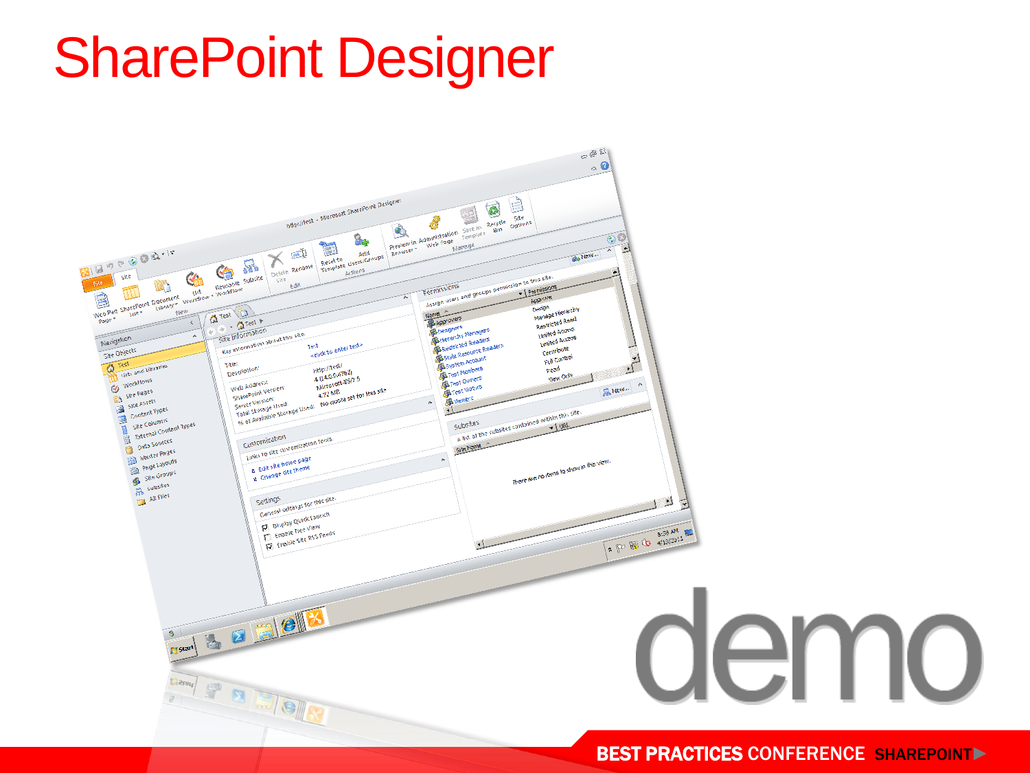# SharePoint Designer

demo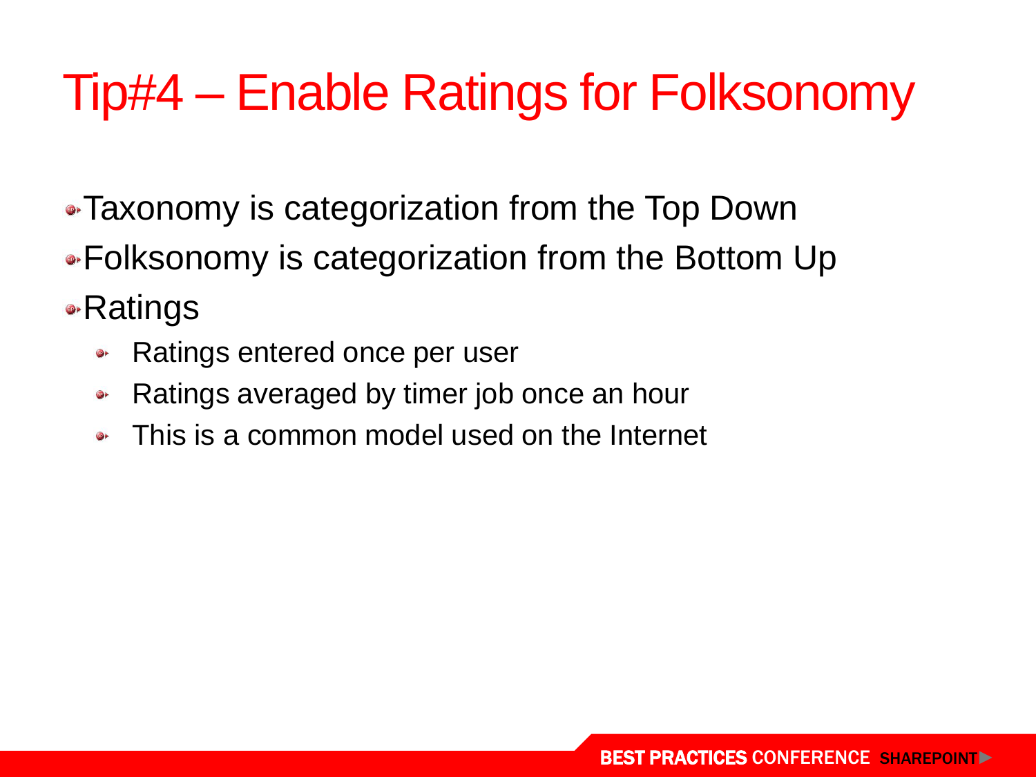# Tip#4 – Enable Ratings for Folksonomy

- Taxonomy is categorization from the Top Down
- Folksonomy is categorization from the Bottom Up
- Ratings
  - Ratings entered once per user
  - Ratings averaged by timer job once an hour
  - This is a common model used on the Internet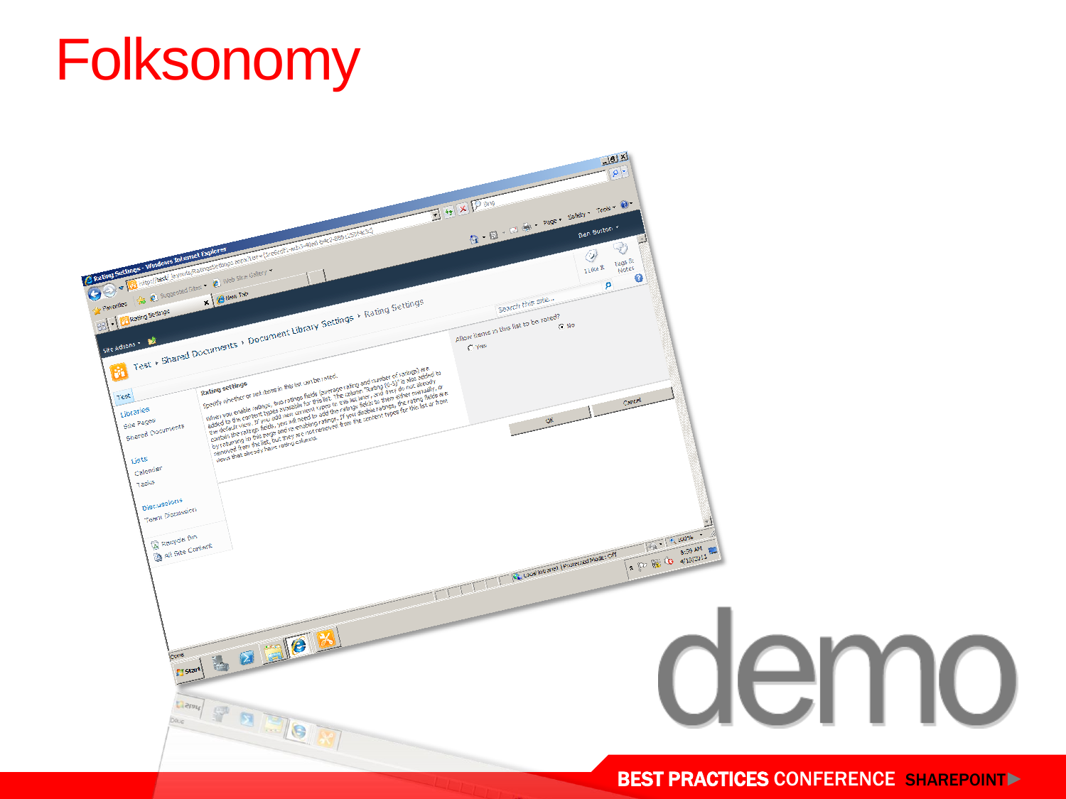# Folksonomy

demo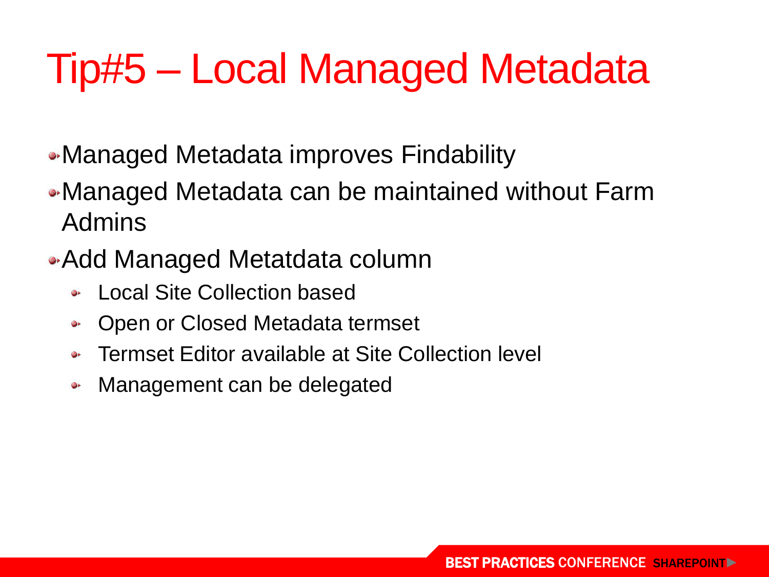# Tip#5 – Local Managed Metadata

- Managed Metadata improves Findability
- Managed Metadata can be maintained without Farm Admins
- Add Managed Metatdata column
  - Local Site Collection based
  - Open or Closed Metadata termset
  - Termset Editor available at Site Collection level
  - Management can be delegated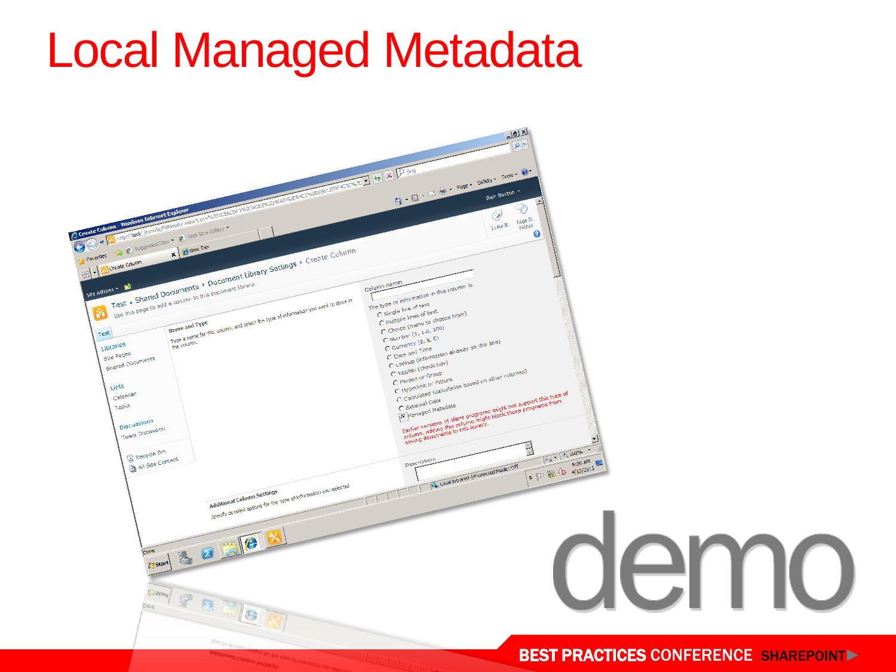# Local Managed Metadata

demo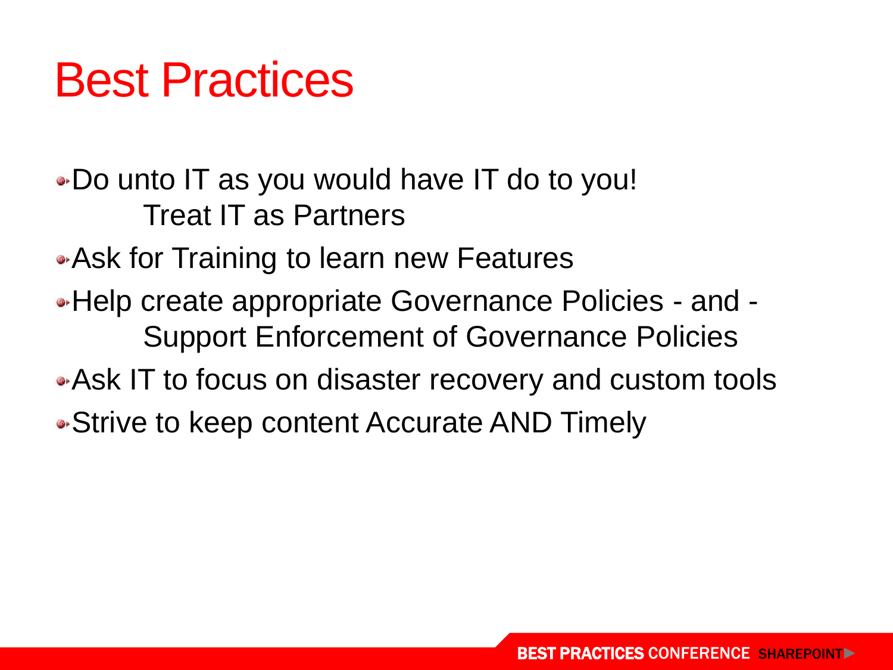# Best Practices

- Do unto IT as you would have IT do to you!
  Treat IT as Partners
- Ask for Training to learn new Features
- Help create appropriate Governance Policies - and -
  Support Enforcement of Governance Policies
- Ask IT to focus on disaster recovery and custom tools
- Strive to keep content Accurate AND Timely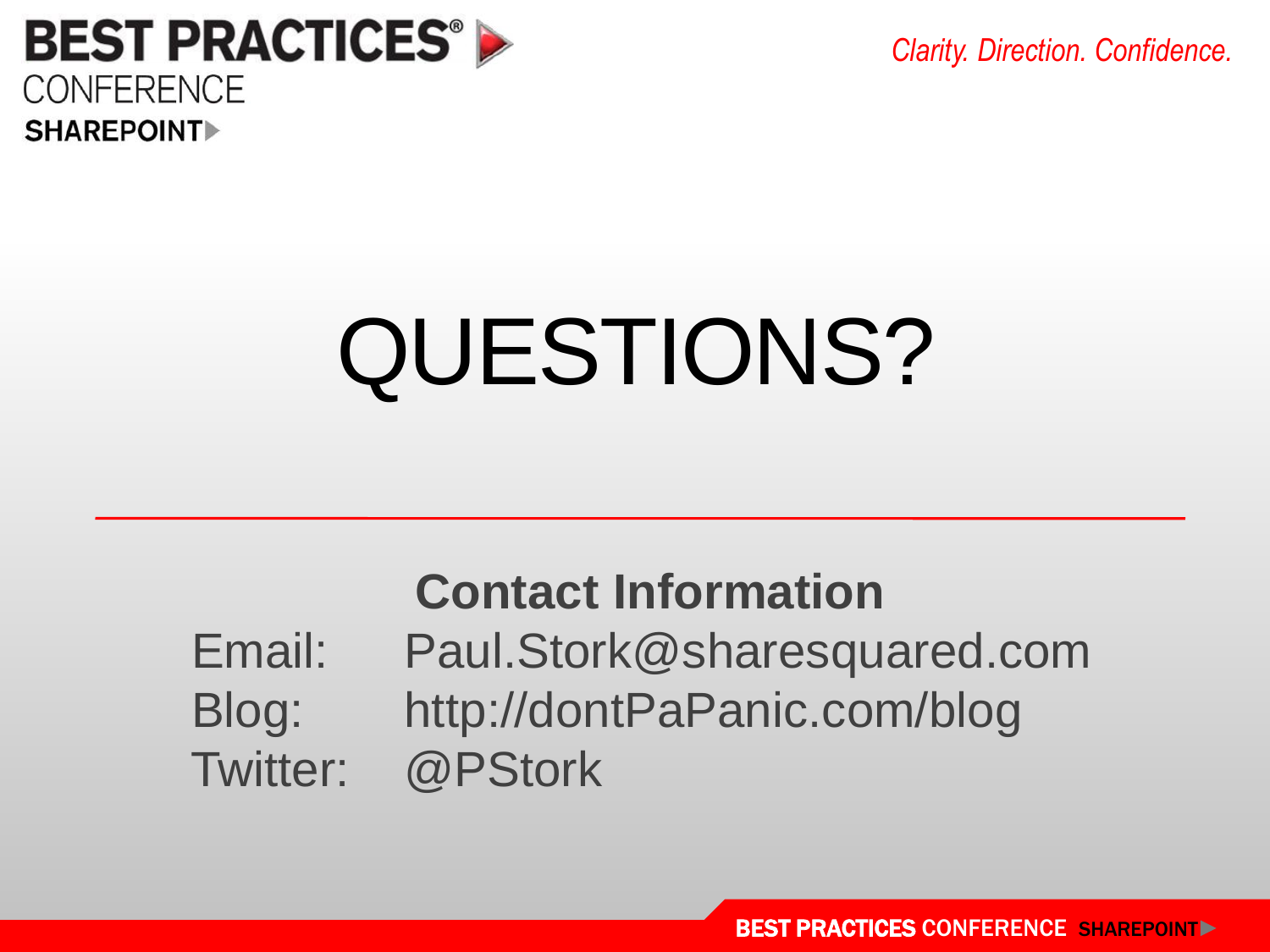# QUESTIONS?

**Contact Information**

Email: Paul.Stork@sharesquared.com
Blog: http://dontPaPanic.com/blog
Twitter: @PStork